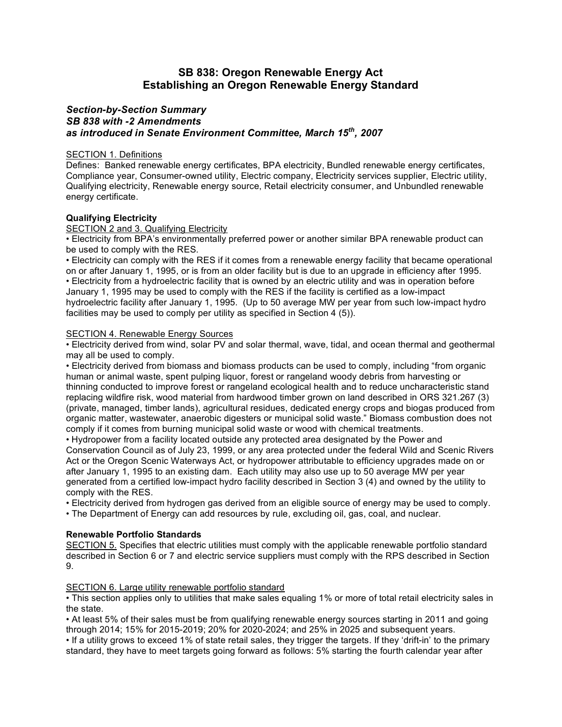# SB 838: Oregon Renewable Energy Act
# Establishing an Oregon Renewable Energy Standard

### *Section-by-Section Summary*
### *SB 838 with -2 Amendments*
### *as introduced in Senate Environment Committee, March 15th, 2007*

<u>SECTION 1. Definitions</u>

Defines: Banked renewable energy certificates, BPA electricity, Bundled renewable energy certificates, Compliance year, Consumer-owned utility, Electric company, Electricity services supplier, Electric utility, Qualifying electricity, Renewable energy source, Retail electricity consumer, and Unbundled renewable energy certificate.

**Qualifying Electricity**

<u>SECTION 2 and 3. Qualifying Electricity</u>

• Electricity from BPA's environmentally preferred power or another similar BPA renewable product can be used to comply with the RES.
• Electricity can comply with the RES if it comes from a renewable energy facility that became operational on or after January 1, 1995, or is from an older facility but is due to an upgrade in efficiency after 1995.
• Electricity from a hydroelectric facility that is owned by an electric utility and was in operation before January 1, 1995 may be used to comply with the RES if the facility is certified as a low-impact hydroelectric facility after January 1, 1995. (Up to 50 average MW per year from such low-impact hydro facilities may be used to comply per utility as specified in Section 4 (5)).

<u>SECTION 4. Renewable Energy Sources</u>

• Electricity derived from wind, solar PV and solar thermal, wave, tidal, and ocean thermal and geothermal may all be used to comply.
• Electricity derived from biomass and biomass products can be used to comply, including "from organic human or animal waste, spent pulping liquor, forest or rangeland woody debris from harvesting or thinning conducted to improve forest or rangeland ecological health and to reduce uncharacteristic stand replacing wildfire risk, wood material from hardwood timber grown on land described in ORS 321.267 (3) (private, managed, timber lands), agricultural residues, dedicated energy crops and biogas produced from organic matter, wastewater, anaerobic digesters or municipal solid waste." Biomass combustion does not comply if it comes from burning municipal solid waste or wood with chemical treatments.
• Hydropower from a facility located outside any protected area designated by the Power and Conservation Council as of July 23, 1999, or any area protected under the federal Wild and Scenic Rivers Act or the Oregon Scenic Waterways Act, or hydropower attributable to efficiency upgrades made on or after January 1, 1995 to an existing dam. Each utility may also use up to 50 average MW per year generated from a certified low-impact hydro facility described in Section 3 (4) and owned by the utility to comply with the RES.
• Electricity derived from hydrogen gas derived from an eligible source of energy may be used to comply.
• The Department of Energy can add resources by rule, excluding oil, gas, coal, and nuclear.

**Renewable Portfolio Standards**

<u>SECTION 5.</u> Specifies that electric utilities must comply with the applicable renewable portfolio standard described in Section 6 or 7 and electric service suppliers must comply with the RPS described in Section 9.

<u>SECTION 6. Large utility renewable portfolio standard</u>

• This section applies only to utilities that make sales equaling 1% or more of total retail electricity sales in the state.
• At least 5% of their sales must be from qualifying renewable energy sources starting in 2011 and going through 2014; 15% for 2015-2019; 20% for 2020-2024; and 25% in 2025 and subsequent years.
• If a utility grows to exceed 1% of state retail sales, they trigger the targets. If they 'drift-in' to the primary standard, they have to meet targets going forward as follows: 5% starting the fourth calendar year after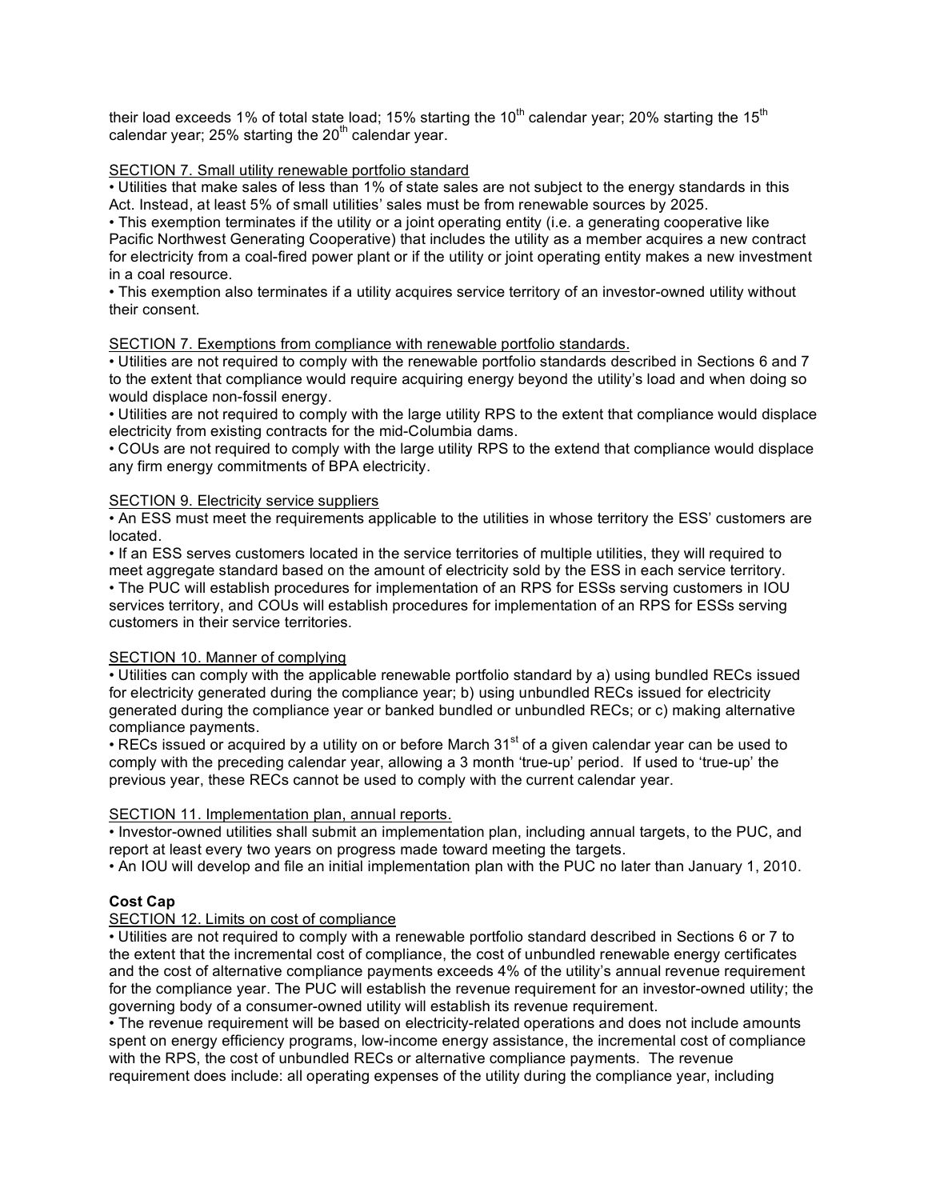their load exceeds 1% of total state load; 15% starting the 10th calendar year; 20% starting the 15th calendar year; 25% starting the 20th calendar year.

<u>SECTION 7. Small utility renewable portfolio standard</u>

- Utilities that make sales of less than 1% of state sales are not subject to the energy standards in this Act. Instead, at least 5% of small utilities' sales must be from renewable sources by 2025.
- This exemption terminates if the utility or a joint operating entity (i.e. a generating cooperative like Pacific Northwest Generating Cooperative) that includes the utility as a member acquires a new contract for electricity from a coal-fired power plant or if the utility or joint operating entity makes a new investment in a coal resource.
- This exemption also terminates if a utility acquires service territory of an investor-owned utility without their consent.

<u>SECTION 7. Exemptions from compliance with renewable portfolio standards.</u>

- Utilities are not required to comply with the renewable portfolio standards described in Sections 6 and 7 to the extent that compliance would require acquiring energy beyond the utility's load and when doing so would displace non-fossil energy.
- Utilities are not required to comply with the large utility RPS to the extent that compliance would displace electricity from existing contracts for the mid-Columbia dams.
- COUs are not required to comply with the large utility RPS to the extend that compliance would displace any firm energy commitments of BPA electricity.

<u>SECTION 9. Electricity service suppliers</u>

- An ESS must meet the requirements applicable to the utilities in whose territory the ESS' customers are located.
- If an ESS serves customers located in the service territories of multiple utilities, they will required to meet aggregate standard based on the amount of electricity sold by the ESS in each service territory.
- The PUC will establish procedures for implementation of an RPS for ESSs serving customers in IOU services territory, and COUs will establish procedures for implementation of an RPS for ESSs serving customers in their service territories.

<u>SECTION 10. Manner of complying</u>

- Utilities can comply with the applicable renewable portfolio standard by a) using bundled RECs issued for electricity generated during the compliance year; b) using unbundled RECs issued for electricity generated during the compliance year or banked bundled or unbundled RECs; or c) making alternative compliance payments.
- RECs issued or acquired by a utility on or before March 31st of a given calendar year can be used to comply with the preceding calendar year, allowing a 3 month 'true-up' period. If used to 'true-up' the previous year, these RECs cannot be used to comply with the current calendar year.

<u>SECTION 11. Implementation plan, annual reports.</u>

- Investor-owned utilities shall submit an implementation plan, including annual targets, to the PUC, and report at least every two years on progress made toward meeting the targets.
- An IOU will develop and file an initial implementation plan with the PUC no later than January 1, 2010.

**Cost Cap**

<u>SECTION 12. Limits on cost of compliance</u>

- Utilities are not required to comply with a renewable portfolio standard described in Sections 6 or 7 to the extent that the incremental cost of compliance, the cost of unbundled renewable energy certificates and the cost of alternative compliance payments exceeds 4% of the utility's annual revenue requirement for the compliance year. The PUC will establish the revenue requirement for an investor-owned utility; the governing body of a consumer-owned utility will establish its revenue requirement.
- The revenue requirement will be based on electricity-related operations and does not include amounts spent on energy efficiency programs, low-income energy assistance, the incremental cost of compliance with the RPS, the cost of unbundled RECs or alternative compliance payments. The revenue requirement does include: all operating expenses of the utility during the compliance year, including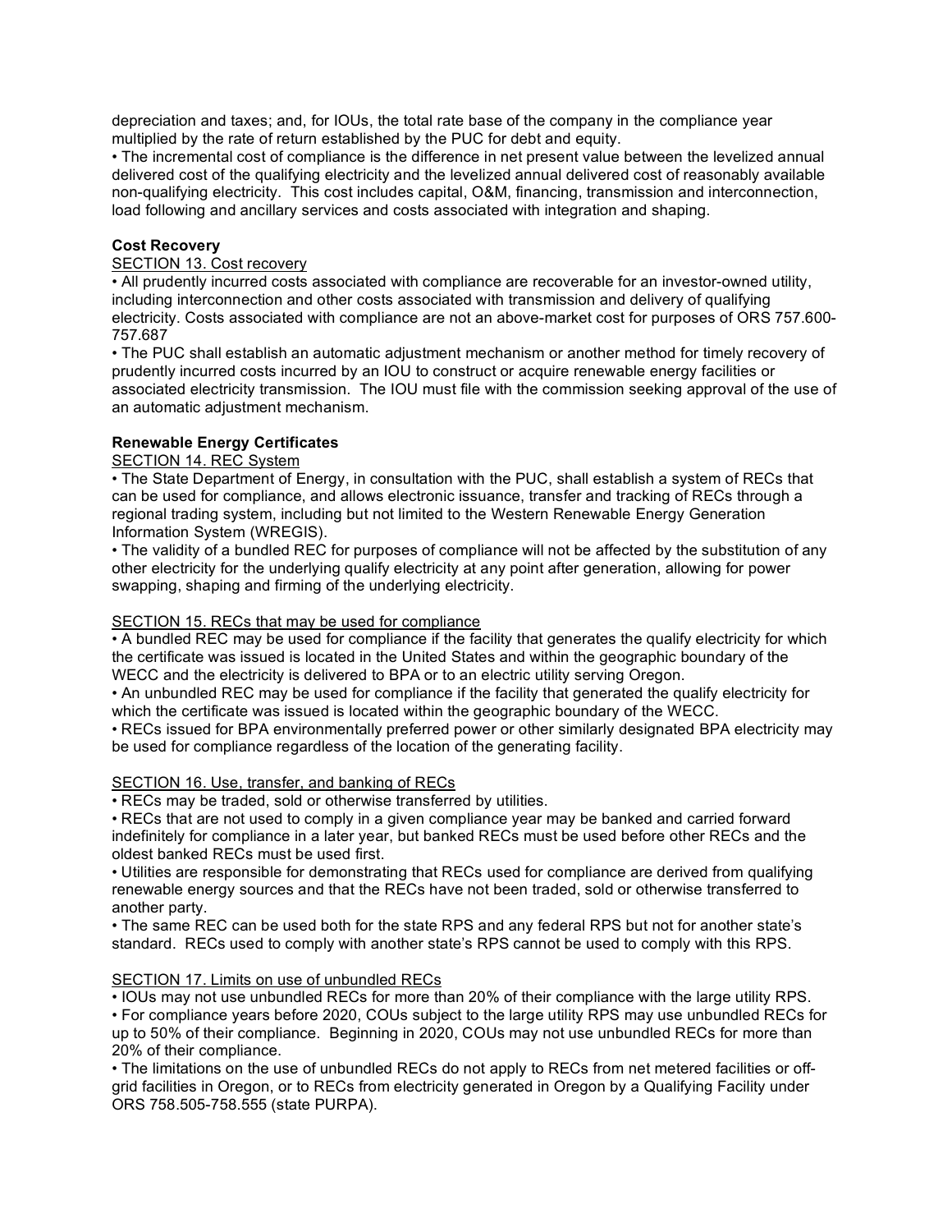depreciation and taxes; and, for IOUs, the total rate base of the company in the compliance year multiplied by the rate of return established by the PUC for debt and equity.

• The incremental cost of compliance is the difference in net present value between the levelized annual delivered cost of the qualifying electricity and the levelized annual delivered cost of reasonably available non-qualifying electricity. This cost includes capital, O&M, financing, transmission and interconnection, load following and ancillary services and costs associated with integration and shaping.

**Cost Recovery**

SECTION 13. Cost recovery

• All prudently incurred costs associated with compliance are recoverable for an investor-owned utility, including interconnection and other costs associated with transmission and delivery of qualifying electricity. Costs associated with compliance are not an above-market cost for purposes of ORS 757.600-757.687

• The PUC shall establish an automatic adjustment mechanism or another method for timely recovery of prudently incurred costs incurred by an IOU to construct or acquire renewable energy facilities or associated electricity transmission. The IOU must file with the commission seeking approval of the use of an automatic adjustment mechanism.

**Renewable Energy Certificates**

SECTION 14. REC System

• The State Department of Energy, in consultation with the PUC, shall establish a system of RECs that can be used for compliance, and allows electronic issuance, transfer and tracking of RECs through a regional trading system, including but not limited to the Western Renewable Energy Generation Information System (WREGIS).

• The validity of a bundled REC for purposes of compliance will not be affected by the substitution of any other electricity for the underlying qualify electricity at any point after generation, allowing for power swapping, shaping and firming of the underlying electricity.

SECTION 15. RECs that may be used for compliance

• A bundled REC may be used for compliance if the facility that generates the qualify electricity for which the certificate was issued is located in the United States and within the geographic boundary of the WECC and the electricity is delivered to BPA or to an electric utility serving Oregon.

• An unbundled REC may be used for compliance if the facility that generated the qualify electricity for which the certificate was issued is located within the geographic boundary of the WECC.

• RECs issued for BPA environmentally preferred power or other similarly designated BPA electricity may be used for compliance regardless of the location of the generating facility.

SECTION 16. Use, transfer, and banking of RECs

• RECs may be traded, sold or otherwise transferred by utilities.

• RECs that are not used to comply in a given compliance year may be banked and carried forward indefinitely for compliance in a later year, but banked RECs must be used before other RECs and the oldest banked RECs must be used first.

• Utilities are responsible for demonstrating that RECs used for compliance are derived from qualifying renewable energy sources and that the RECs have not been traded, sold or otherwise transferred to another party.

• The same REC can be used both for the state RPS and any federal RPS but not for another state's standard. RECs used to comply with another state's RPS cannot be used to comply with this RPS.

SECTION 17. Limits on use of unbundled RECs

• IOUs may not use unbundled RECs for more than 20% of their compliance with the large utility RPS.

• For compliance years before 2020, COUs subject to the large utility RPS may use unbundled RECs for up to 50% of their compliance. Beginning in 2020, COUs may not use unbundled RECs for more than 20% of their compliance.

• The limitations on the use of unbundled RECs do not apply to RECs from net metered facilities or off-grid facilities in Oregon, or to RECs from electricity generated in Oregon by a Qualifying Facility under ORS 758.505-758.555 (state PURPA).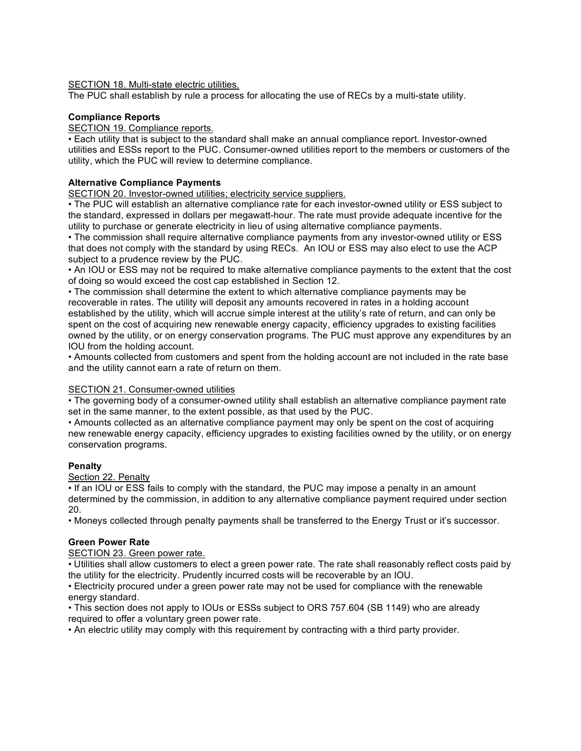SECTION 18. Multi-state electric utilities.

The PUC shall establish by rule a process for allocating the use of RECs by a multi-state utility.

**Compliance Reports**

SECTION 19. Compliance reports.

• Each utility that is subject to the standard shall make an annual compliance report. Investor-owned utilities and ESSs report to the PUC. Consumer-owned utilities report to the members or customers of the utility, which the PUC will review to determine compliance.

**Alternative Compliance Payments**

SECTION 20. Investor-owned utilities; electricity service suppliers.

• The PUC will establish an alternative compliance rate for each investor-owned utility or ESS subject to the standard, expressed in dollars per megawatt-hour. The rate must provide adequate incentive for the utility to purchase or generate electricity in lieu of using alternative compliance payments.

• The commission shall require alternative compliance payments from any investor-owned utility or ESS that does not comply with the standard by using RECs. An IOU or ESS may also elect to use the ACP subject to a prudence review by the PUC.

• An IOU or ESS may not be required to make alternative compliance payments to the extent that the cost of doing so would exceed the cost cap established in Section 12.

• The commission shall determine the extent to which alternative compliance payments may be recoverable in rates. The utility will deposit any amounts recovered in rates in a holding account established by the utility, which will accrue simple interest at the utility's rate of return, and can only be spent on the cost of acquiring new renewable energy capacity, efficiency upgrades to existing facilities owned by the utility, or on energy conservation programs. The PUC must approve any expenditures by an IOU from the holding account.

• Amounts collected from customers and spent from the holding account are not included in the rate base and the utility cannot earn a rate of return on them.

SECTION 21. Consumer-owned utilities

• The governing body of a consumer-owned utility shall establish an alternative compliance payment rate set in the same manner, to the extent possible, as that used by the PUC.

• Amounts collected as an alternative compliance payment may only be spent on the cost of acquiring new renewable energy capacity, efficiency upgrades to existing facilities owned by the utility, or on energy conservation programs.

**Penalty**

Section 22. Penalty

• If an IOU or ESS fails to comply with the standard, the PUC may impose a penalty in an amount determined by the commission, in addition to any alternative compliance payment required under section 20.

• Moneys collected through penalty payments shall be transferred to the Energy Trust or it's successor.

**Green Power Rate**

SECTION 23. Green power rate.

• Utilities shall allow customers to elect a green power rate. The rate shall reasonably reflect costs paid by the utility for the electricity. Prudently incurred costs will be recoverable by an IOU.

• Electricity procured under a green power rate may not be used for compliance with the renewable energy standard.

• This section does not apply to IOUs or ESSs subject to ORS 757.604 (SB 1149) who are already required to offer a voluntary green power rate.

• An electric utility may comply with this requirement by contracting with a third party provider.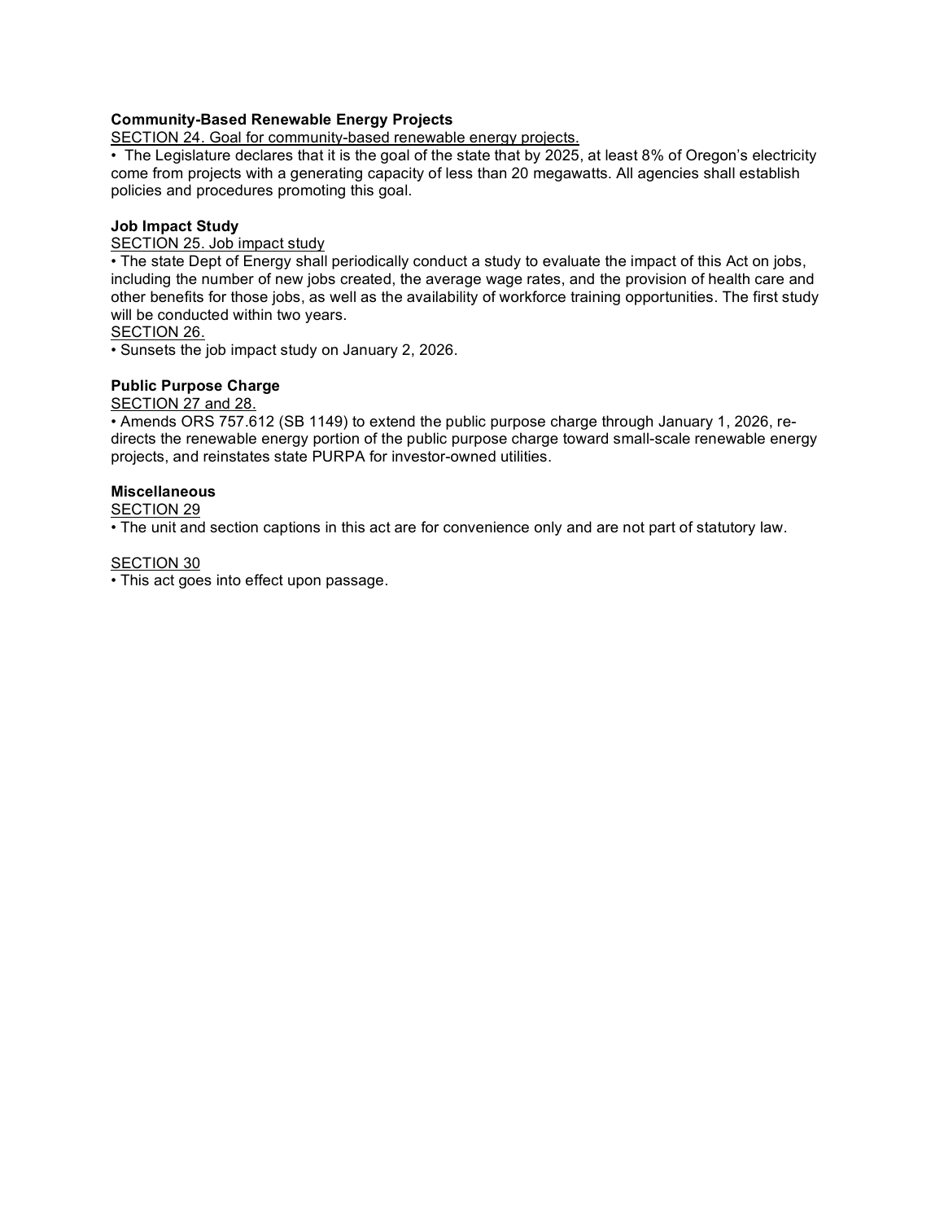**Community-Based Renewable Energy Projects**

SECTION 24. Goal for community-based renewable energy projects.

- The Legislature declares that it is the goal of the state that by 2025, at least 8% of Oregon's electricity come from projects with a generating capacity of less than 20 megawatts. All agencies shall establish policies and procedures promoting this goal.

**Job Impact Study**

SECTION 25. Job impact study

- The state Dept of Energy shall periodically conduct a study to evaluate the impact of this Act on jobs, including the number of new jobs created, the average wage rates, and the provision of health care and other benefits for those jobs, as well as the availability of workforce training opportunities. The first study will be conducted within two years.

SECTION 26.

- Sunsets the job impact study on January 2, 2026.

**Public Purpose Charge**

SECTION 27 and 28.

- Amends ORS 757.612 (SB 1149) to extend the public purpose charge through January 1, 2026, re-directs the renewable energy portion of the public purpose charge toward small-scale renewable energy projects, and reinstates state PURPA for investor-owned utilities.

**Miscellaneous**

SECTION 29

- The unit and section captions in this act are for convenience only and are not part of statutory law.

SECTION 30

- This act goes into effect upon passage.